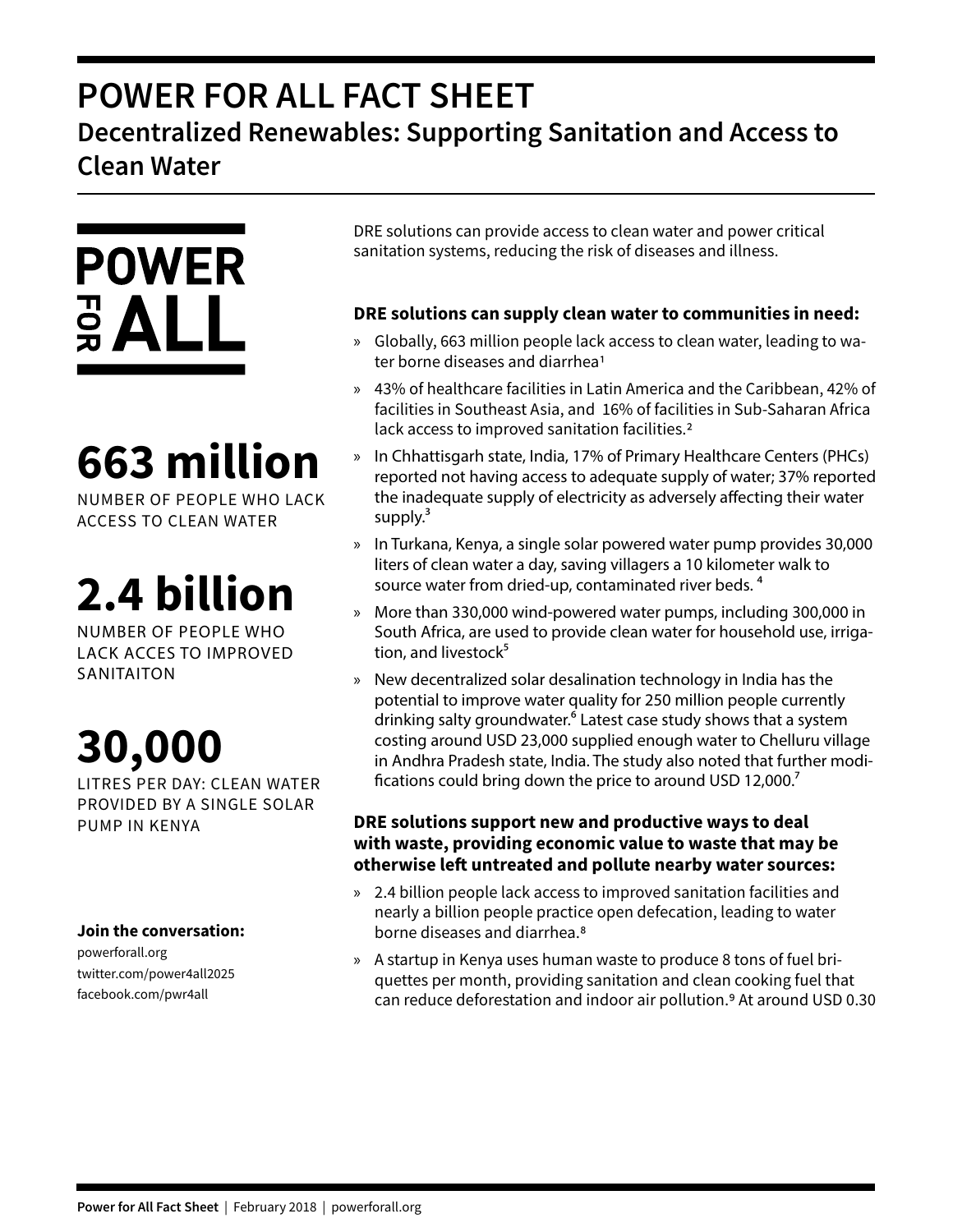# POWER FOR ALL FACT SHEET

## Decentralized Renewables: Supporting Sanitation and Access to Clean Water

POWER FOR ALL

**663 million**

NUMBER OF PEOPLE WHO LACK ACCESS TO CLEAN WATER

**2.4 billion**

NUMBER OF PEOPLE WHO LACK ACCES TO IMPROVED SANITAITON

**30,000**

LITRES PER DAY: CLEAN WATER PROVIDED BY A SINGLE SOLAR PUMP IN KENYA

**Join the conversation:**

powerforall.org
twitter.com/power4all2025
facebook.com/pwr4all

DRE solutions can provide access to clean water and power critical sanitation systems, reducing the risk of diseases and illness.

**DRE solutions can supply clean water to communities in need:**

» Globally, 663 million people lack access to clean water, leading to water borne diseases and diarrhea[1]

» 43% of healthcare facilities in Latin America and the Caribbean, 42% of facilities in Southeast Asia, and 16% of facilities in Sub-Saharan Africa lack access to improved sanitation facilities.[2]

» In Chhattisgarh state, India, 17% of Primary Healthcare Centers (PHCs) reported not having access to adequate supply of water; 37% reported the inadequate supply of electricity as adversely affecting their water supply.[3]

» In Turkana, Kenya, a single solar powered water pump provides 30,000 liters of clean water a day, saving villagers a 10 kilometer walk to source water from dried-up, contaminated river beds.[4]

» More than 330,000 wind-powered water pumps, including 300,000 in South Africa, are used to provide clean water for household use, irrigation, and livestock[5]

» New decentralized solar desalination technology in India has the potential to improve water quality for 250 million people currently drinking salty groundwater.[6] Latest case study shows that a system costing around USD 23,000 supplied enough water to Chelluru village in Andhra Pradesh state, India. The study also noted that further modifications could bring down the price to around USD 12,000.[7]

**DRE solutions support new and productive ways to deal with waste, providing economic value to waste that may be otherwise left untreated and pollute nearby water sources:**

» 2.4 billion people lack access to improved sanitation facilities and nearly a billion people practice open defecation, leading to water borne diseases and diarrhea.[8]

» A startup in Kenya uses human waste to produce 8 tons of fuel briquettes per month, providing sanitation and clean cooking fuel that can reduce deforestation and indoor air pollution.[9] At around USD 0.30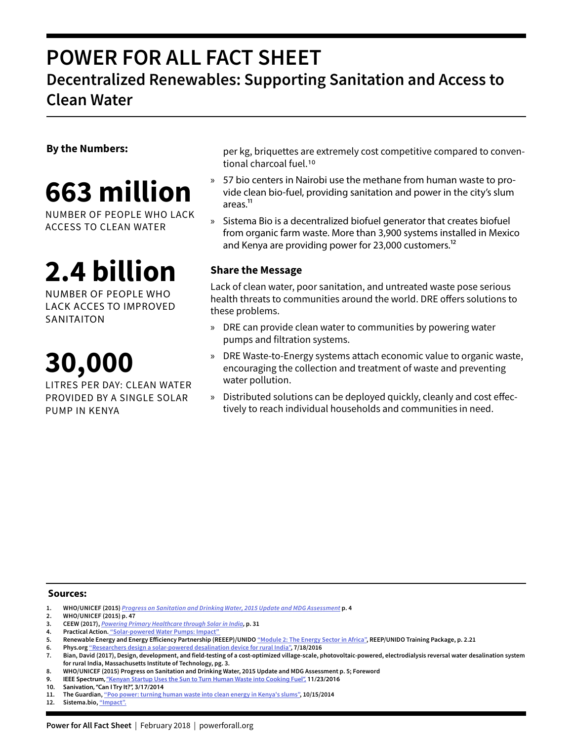# POWER FOR ALL FACT SHEET

## Decentralized Renewables: Supporting Sanitation and Access to Clean Water

**By the Numbers:**

# 663 million

NUMBER OF PEOPLE WHO LACK ACCESS TO CLEAN WATER

# 2.4 billion

NUMBER OF PEOPLE WHO LACK ACCES TO IMPROVED SANITAITON

# 30,000

LITRES PER DAY: CLEAN WATER PROVIDED BY A SINGLE SOLAR PUMP IN KENYA

per kg, briquettes are extremely cost competitive compared to conventional charcoal fuel.[10]

» 57 bio centers in Nairobi use the methane from human waste to provide clean bio-fuel, providing sanitation and power in the city's slum areas.[11]

» Sistema Bio is a decentralized biofuel generator that creates biofuel from organic farm waste. More than 3,900 systems installed in Mexico and Kenya are providing power for 23,000 customers.[12]

### Share the Message

Lack of clean water, poor sanitation, and untreated waste pose serious health threats to communities around the world. DRE offers solutions to these problems.

» DRE can provide clean water to communities by powering water pumps and filtration systems.

» DRE Waste-to-Energy systems attach economic value to organic waste, encouraging the collection and treatment of waste and preventing water pollution.

» Distributed solutions can be deployed quickly, cleanly and cost effectively to reach individual households and communities in need.

### Sources:

1. WHO/UNICEF (2015) *Progress on Sanitation and Drinking Water, 2015 Update and MDG Assessment* p. 4
2. WHO/UNICEF (2015) p. 47
3. CEEW (2017), *Powering Primary Healthcare through Solar in India*, p. 31
4. Practical Action. "Solar-powered Water Pumps: Impact"
5. Renewable Energy and Energy Efficiency Partnership (REEEP)/UNIDO "Module 2: The Energy Sector in Africa", REEP/UNIDO Training Package, p. 2.21
6. Phys.org "Researchers design a solar-powered desalination device for rural India", 7/18/2016
7. Bian, David (2017), Design, development, and field-testing of a cost-optimized village-scale, photovoltaic-powered, electrodialysis reversal water desalination system for rural India, Massachusetts Institute of Technology, pg. 3.
8. WHO/UNICEF (2015) Progress on Sanitation and Drinking Water, 2015 Update and MDG Assessment p. 5; Foreword
9. IEEE Spectrum, "Kenyan Startup Uses the Sun to Turn Human Waste into Cooking Fuel", 11/23/2016
10. Sanivation, "Can I Try It?", 3/17/2014
11. The Guardian, "Poo power: turning human waste into clean energy in Kenya's slums", 10/15/2014
12. Sistema.bio, "Impact".